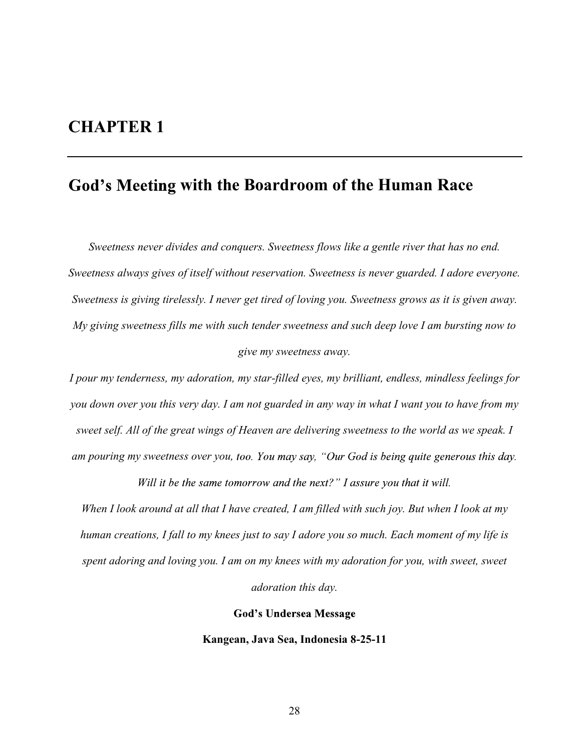# CHAPTER 1

---

## God's Meeting with the Boardroom of the Human Race

*Sweetness never divides and conquers. Sweetness flows like a gentle river that has no end. Sweetness always gives of itself without reservation. Sweetness is never guarded. I adore everyone. Sweetness is giving tirelessly. I never get tired of loving you. Sweetness grows as it is given away. My giving sweetness fills me with such tender sweetness and such deep love I am bursting now to give my sweetness away.*

*I pour my tenderness, my adoration, my star-filled eyes, my brilliant, endless, mindless feelings for you down over you this very day. I am not guarded in any way in what I want you to have from my sweet self. All of the great wings of Heaven are delivering sweetness to the world as we speak. I am pouring my sweetness over you, too. You may say, "Our God is being quite generous this day. Will it be the same tomorrow and the next?" I assure you that it will.*

*When I look around at all that I have created, I am filled with such joy. But when I look at my human creations, I fall to my knees just to say I adore you so much. Each moment of my life is spent adoring and loving you. I am on my knees with my adoration for you, with sweet, sweet adoration this day.*

**God's Undersea Message**

**Kangean, Java Sea, Indonesia 8-25-11**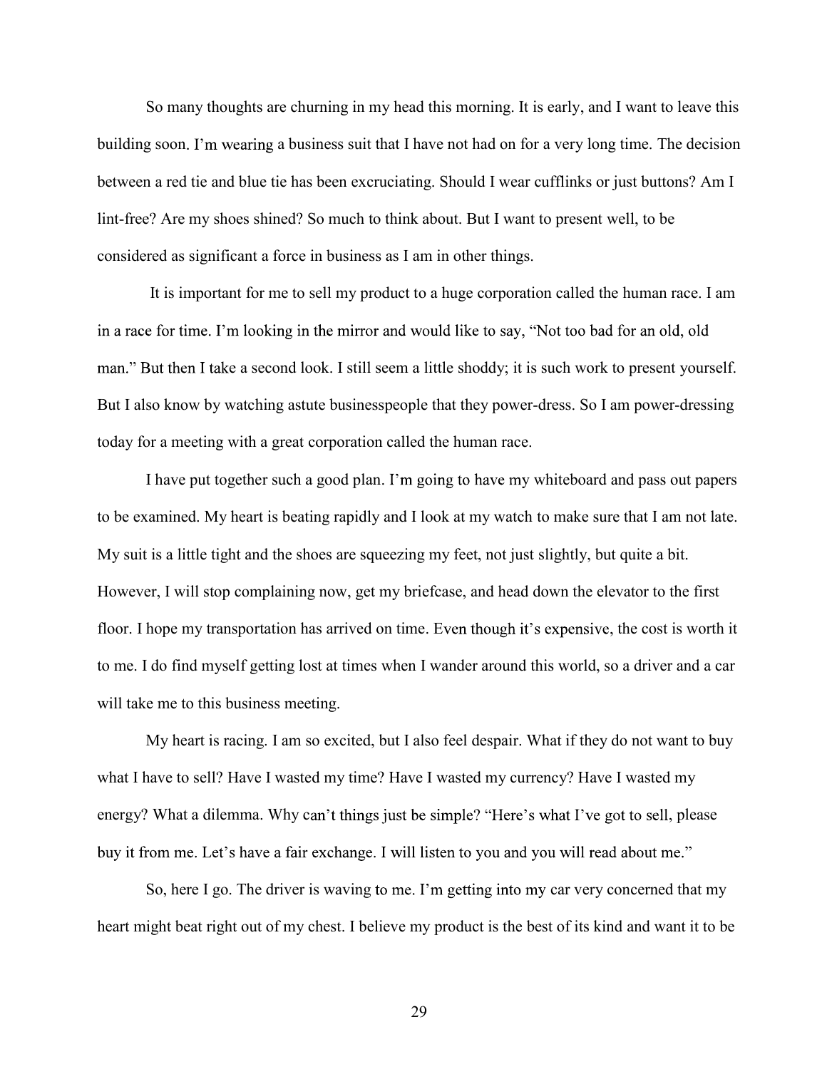So many thoughts are churning in my head this morning. It is early, and I want to leave this building soon. I'm wearing a business suit that I have not had on for a very long time. The decision between a red tie and blue tie has been excruciating. Should I wear cufflinks or just buttons? Am I lint-free? Are my shoes shined? So much to think about. But I want to present well, to be considered as significant a force in business as I am in other things.

It is important for me to sell my product to a huge corporation called the human race. I am in a race for time. I'm looking in the mirror and would like to say, "Not too bad for an old, old man." But then I take a second look. I still seem a little shoddy; it is such work to present yourself. But I also know by watching astute businesspeople that they power-dress. So I am power-dressing today for a meeting with a great corporation called the human race.

I have put together such a good plan. I'm going to have my whiteboard and pass out papers to be examined. My heart is beating rapidly and I look at my watch to make sure that I am not late. My suit is a little tight and the shoes are squeezing my feet, not just slightly, but quite a bit. However, I will stop complaining now, get my briefcase, and head down the elevator to the first floor. I hope my transportation has arrived on time. Even though it's expensive, the cost is worth it to me. I do find myself getting lost at times when I wander around this world, so a driver and a car will take me to this business meeting.

My heart is racing. I am so excited, but I also feel despair. What if they do not want to buy what I have to sell? Have I wasted my time? Have I wasted my currency? Have I wasted my energy? What a dilemma. Why can't things just be simple? "Here's what I've got to sell, please buy it from me. Let's have a fair exchange. I will listen to you and you will read about me."

So, here I go. The driver is waving to me. I'm getting into my car very concerned that my heart might beat right out of my chest. I believe my product is the best of its kind and want it to be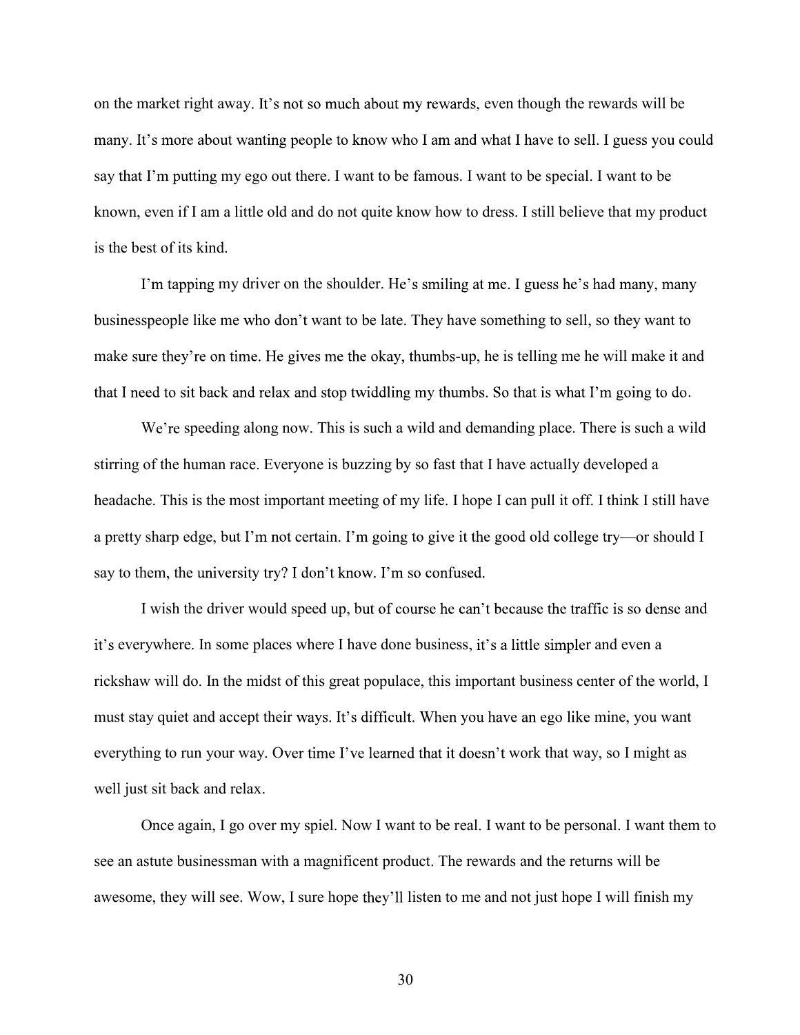on the market right away. It's not so much about my rewards, even though the rewards will be many. It's more about wanting people to know who I am and what I have to sell. I guess you could say that I'm putting my ego out there. I want to be famous. I want to be special. I want to be known, even if I am a little old and do not quite know how to dress. I still believe that my product is the best of its kind.

I'm tapping my driver on the shoulder. He's smiling at me. I guess he's had many, many businesspeople like me who don't want to be late. They have something to sell, so they want to make sure they're on time. He gives me the okay, thumbs-up, he is telling me he will make it and that I need to sit back and relax and stop twiddling my thumbs. So that is what I'm going to do.

We're speeding along now. This is such a wild and demanding place. There is such a wild stirring of the human race. Everyone is buzzing by so fast that I have actually developed a headache. This is the most important meeting of my life. I hope I can pull it off. I think I still have a pretty sharp edge, but I'm not certain. I'm going to give it the good old college try—or should I say to them, the university try? I don't know. I'm so confused.

I wish the driver would speed up, but of course he can't because the traffic is so dense and it's everywhere. In some places where I have done business, it's a little simpler and even a rickshaw will do. In the midst of this great populace, this important business center of the world, I must stay quiet and accept their ways. It's difficult. When you have an ego like mine, you want everything to run your way. Over time I've learned that it doesn't work that way, so I might as well just sit back and relax.

Once again, I go over my spiel. Now I want to be real. I want to be personal. I want them to see an astute businessman with a magnificent product. The rewards and the returns will be awesome, they will see. Wow, I sure hope they'll listen to me and not just hope I will finish my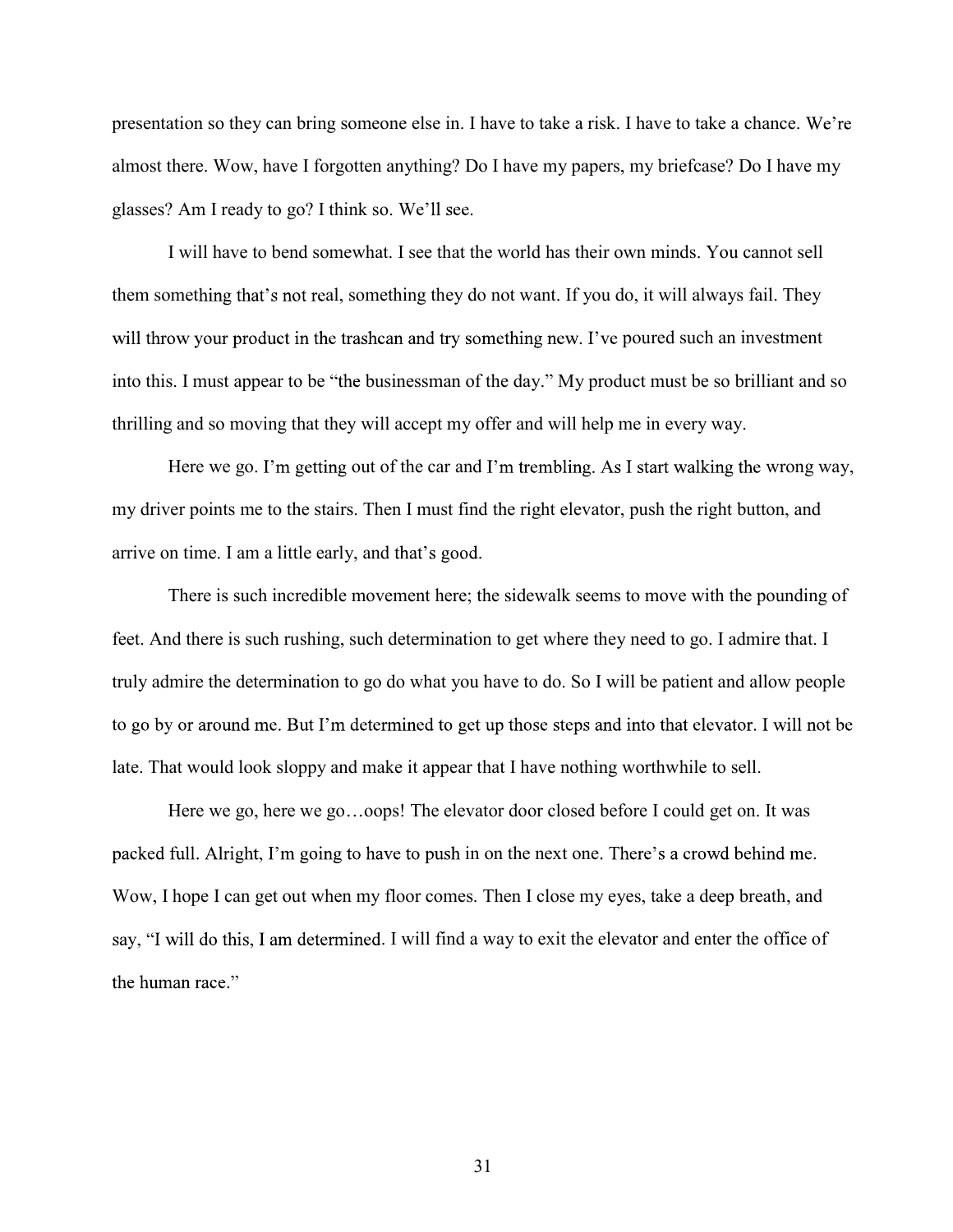presentation so they can bring someone else in. I have to take a risk. I have to take a chance. We're almost there. Wow, have I forgotten anything? Do I have my papers, my briefcase? Do I have my glasses? Am I ready to go? I think so. We'll see.

I will have to bend somewhat. I see that the world has their own minds. You cannot sell them something that's not real, something they do not want. If you do, it will always fail. They will throw your product in the trashcan and try something new. I've poured such an investment into this. I must appear to be "the businessman of the day." My product must be so brilliant and so thrilling and so moving that they will accept my offer and will help me in every way.

Here we go. I'm getting out of the car and I'm trembling. As I start walking the wrong way, my driver points me to the stairs. Then I must find the right elevator, push the right button, and arrive on time. I am a little early, and that's good.

There is such incredible movement here; the sidewalk seems to move with the pounding of feet. And there is such rushing, such determination to get where they need to go. I admire that. I truly admire the determination to go do what you have to do. So I will be patient and allow people to go by or around me. But I'm determined to get up those steps and into that elevator. I will not be late. That would look sloppy and make it appear that I have nothing worthwhile to sell.

Here we go, here we go…oops! The elevator door closed before I could get on. It was packed full. Alright, I'm going to have to push in on the next one. There's a crowd behind me. Wow, I hope I can get out when my floor comes. Then I close my eyes, take a deep breath, and say, "I will do this, I am determined. I will find a way to exit the elevator and enter the office of the human race."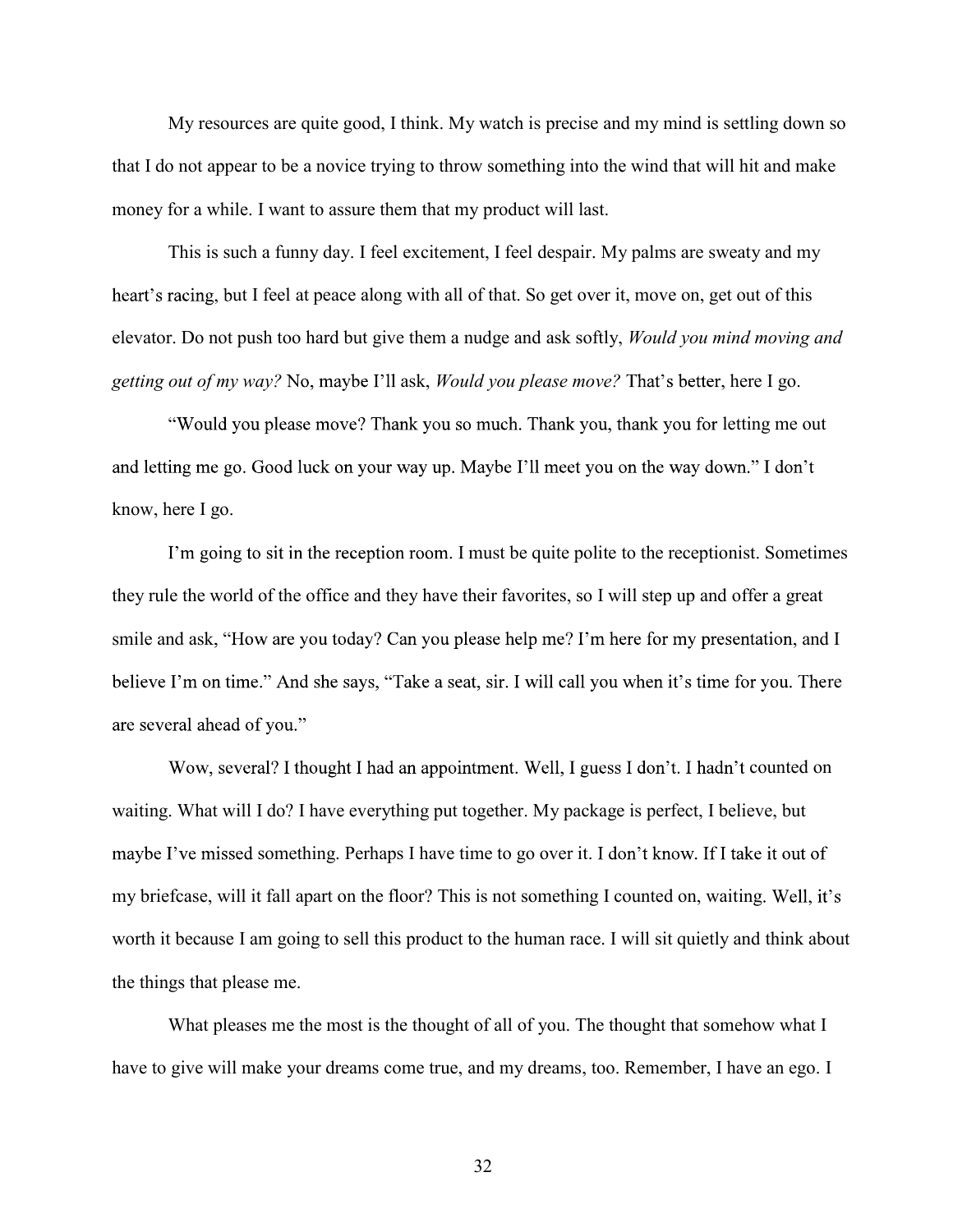My resources are quite good, I think. My watch is precise and my mind is settling down so that I do not appear to be a novice trying to throw something into the wind that will hit and make money for a while. I want to assure them that my product will last.

This is such a funny day. I feel excitement, I feel despair. My palms are sweaty and my heart's racing, but I feel at peace along with all of that. So get over it, move on, get out of this elevator. Do not push too hard but give them a nudge and ask softly, *Would you mind moving and getting out of my way?* No, maybe I'll ask, *Would you please move?* That's better, here I go.

"Would you please move? Thank you so much. Thank you, thank you for letting me out and letting me go. Good luck on your way up. Maybe I'll meet you on the way down." I don't know, here I go.

I'm going to sit in the reception room. I must be quite polite to the receptionist. Sometimes they rule the world of the office and they have their favorites, so I will step up and offer a great smile and ask, "How are you today? Can you please help me? I'm here for my presentation, and I believe I'm on time." And she says, "Take a seat, sir. I will call you when it's time for you. There are several ahead of you."

Wow, several? I thought I had an appointment. Well, I guess I don't. I hadn't counted on waiting. What will I do? I have everything put together. My package is perfect, I believe, but maybe I've missed something. Perhaps I have time to go over it. I don't know. If I take it out of my briefcase, will it fall apart on the floor? This is not something I counted on, waiting. Well, it's worth it because I am going to sell this product to the human race. I will sit quietly and think about the things that please me.

What pleases me the most is the thought of all of you. The thought that somehow what I have to give will make your dreams come true, and my dreams, too. Remember, I have an ego. I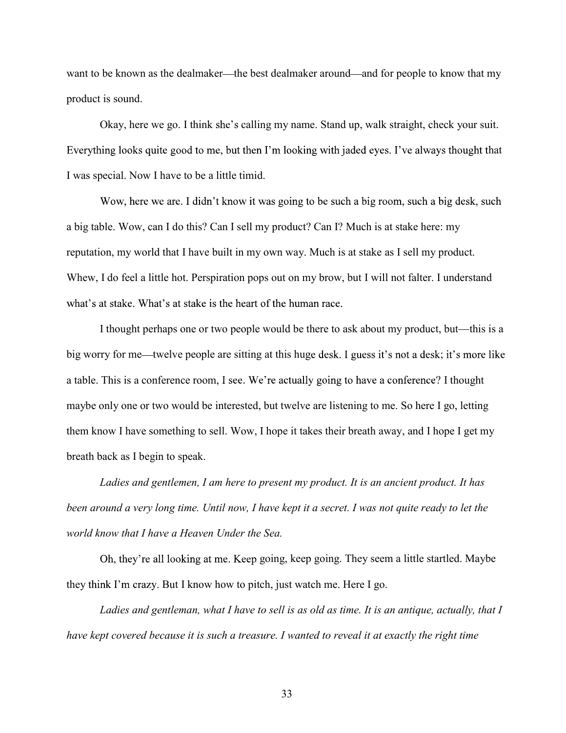want to be known as the dealmaker—the best dealmaker around—and for people to know that my product is sound.

Okay, here we go. I think she's calling my name. Stand up, walk straight, check your suit. Everything looks quite good to me, but then I'm looking with jaded eyes. I've always thought that I was special. Now I have to be a little timid.

Wow, here we are. I didn't know it was going to be such a big room, such a big desk, such a big table. Wow, can I do this? Can I sell my product? Can I? Much is at stake here: my reputation, my world that I have built in my own way. Much is at stake as I sell my product. Whew, I do feel a little hot. Perspiration pops out on my brow, but I will not falter. I understand what's at stake. What's at stake is the heart of the human race.

I thought perhaps one or two people would be there to ask about my product, but—this is a big worry for me—twelve people are sitting at this huge desk. I guess it's not a desk; it's more like a table. This is a conference room, I see. We're actually going to have a conference? I thought maybe only one or two would be interested, but twelve are listening to me. So here I go, letting them know I have something to sell. Wow, I hope it takes their breath away, and I hope I get my breath back as I begin to speak.

*Ladies and gentlemen, I am here to present my product. It is an ancient product. It has been around a very long time. Until now, I have kept it a secret. I was not quite ready to let the world know that I have a Heaven Under the Sea.*

Oh, they're all looking at me. Keep going, keep going. They seem a little startled. Maybe they think I'm crazy. But I know how to pitch, just watch me. Here I go.

*Ladies and gentleman, what I have to sell is as old as time. It is an antique, actually, that I have kept covered because it is such a treasure. I wanted to reveal it at exactly the right time*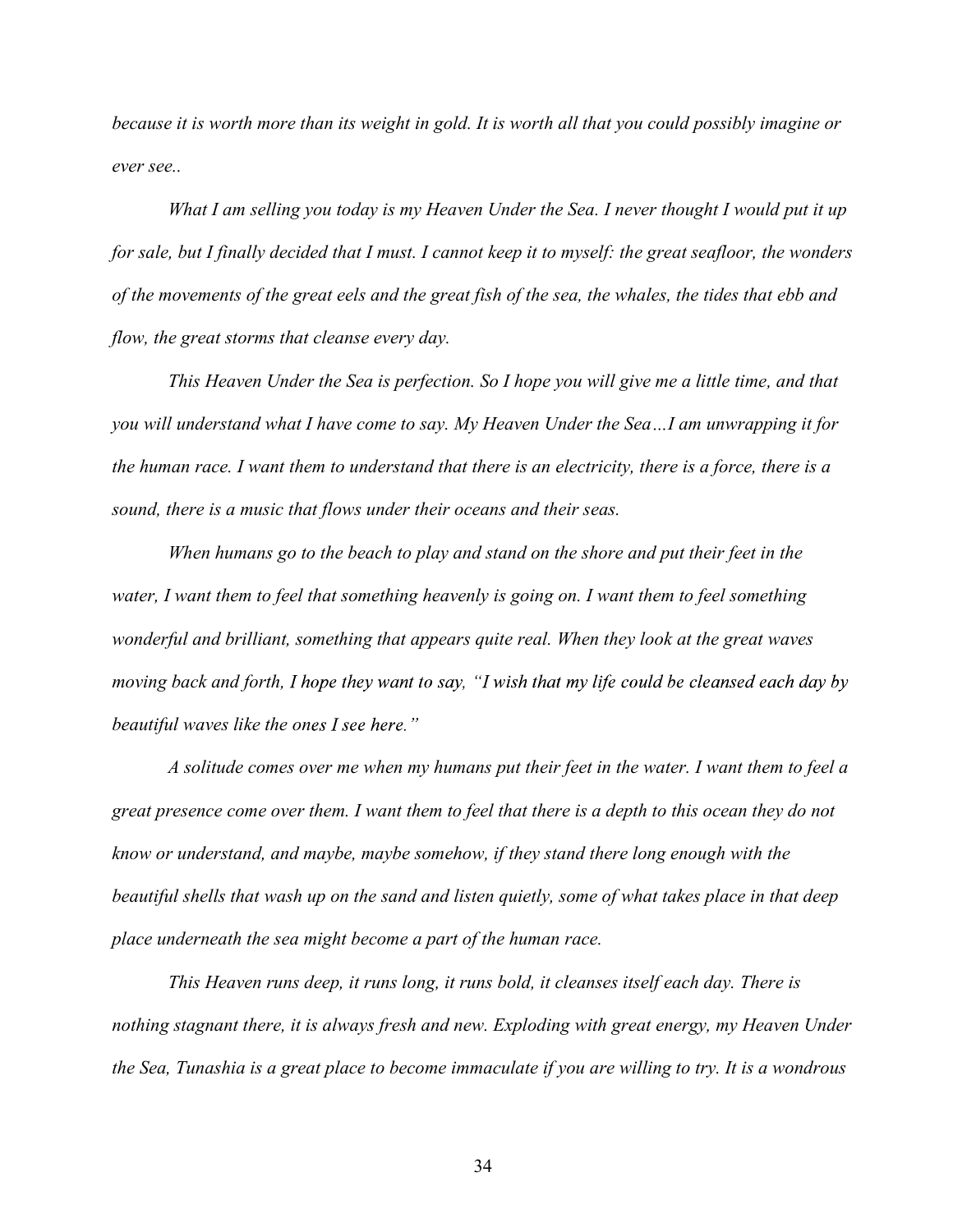*because it is worth more than its weight in gold. It is worth all that you could possibly imagine or ever see..*

*What I am selling you today is my Heaven Under the Sea. I never thought I would put it up for sale, but I finally decided that I must. I cannot keep it to myself: the great seafloor, the wonders of the movements of the great eels and the great fish of the sea, the whales, the tides that ebb and flow, the great storms that cleanse every day.*

*This Heaven Under the Sea is perfection. So I hope you will give me a little time, and that you will understand what I have come to say. My Heaven Under the Sea…I am unwrapping it for the human race. I want them to understand that there is an electricity, there is a force, there is a sound, there is a music that flows under their oceans and their seas.*

*When humans go to the beach to play and stand on the shore and put their feet in the water, I want them to feel that something heavenly is going on. I want them to feel something wonderful and brilliant, something that appears quite real. When they look at the great waves moving back and forth, I hope they want to say, "I wish that my life could be cleansed each day by beautiful waves like the ones I see here."*

*A solitude comes over me when my humans put their feet in the water. I want them to feel a great presence come over them. I want them to feel that there is a depth to this ocean they do not know or understand, and maybe, maybe somehow, if they stand there long enough with the beautiful shells that wash up on the sand and listen quietly, some of what takes place in that deep place underneath the sea might become a part of the human race.*

*This Heaven runs deep, it runs long, it runs bold, it cleanses itself each day. There is nothing stagnant there, it is always fresh and new. Exploding with great energy, my Heaven Under the Sea, Tunashia is a great place to become immaculate if you are willing to try. It is a wondrous*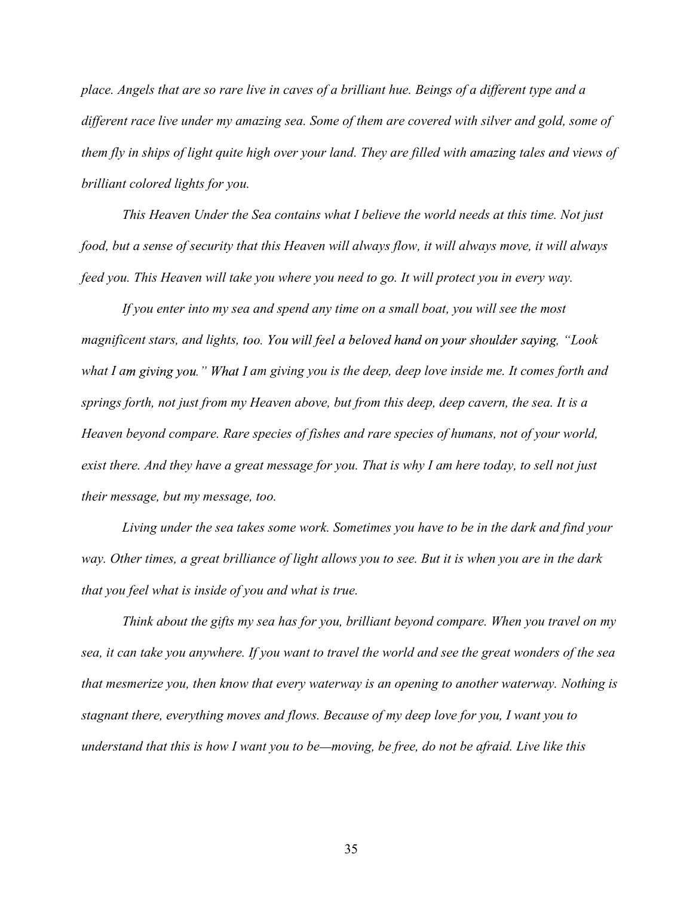*place. Angels that are so rare live in caves of a brilliant hue. Beings of a different type and a different race live under my amazing sea. Some of them are covered with silver and gold, some of them fly in ships of light quite high over your land. They are filled with amazing tales and views of brilliant colored lights for you.*

*This Heaven Under the Sea contains what I believe the world needs at this time. Not just food, but a sense of security that this Heaven will always flow, it will always move, it will always feed you. This Heaven will take you where you need to go. It will protect you in every way.*

*If you enter into my sea and spend any time on a small boat, you will see the most magnificent stars, and lights, too. You will feel a beloved hand on your shoulder saying, "Look what I am giving you." What I am giving you is the deep, deep love inside me. It comes forth and springs forth, not just from my Heaven above, but from this deep, deep cavern, the sea. It is a Heaven beyond compare. Rare species of fishes and rare species of humans, not of your world, exist there. And they have a great message for you. That is why I am here today, to sell not just their message, but my message, too.*

*Living under the sea takes some work. Sometimes you have to be in the dark and find your way. Other times, a great brilliance of light allows you to see. But it is when you are in the dark that you feel what is inside of you and what is true.*

*Think about the gifts my sea has for you, brilliant beyond compare. When you travel on my sea, it can take you anywhere. If you want to travel the world and see the great wonders of the sea that mesmerize you, then know that every waterway is an opening to another waterway. Nothing is stagnant there, everything moves and flows. Because of my deep love for you, I want you to understand that this is how I want you to be—moving, be free, do not be afraid. Live like this*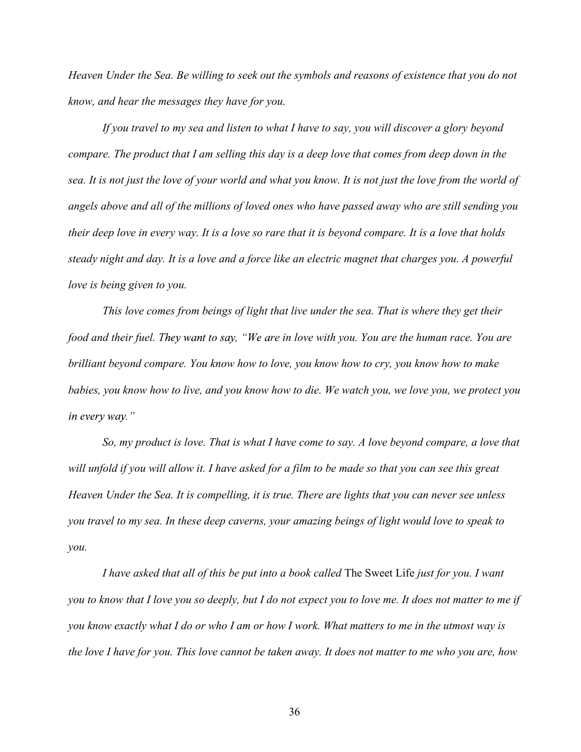*Heaven Under the Sea. Be willing to seek out the symbols and reasons of existence that you do not know, and hear the messages they have for you.*

*If you travel to my sea and listen to what I have to say, you will discover a glory beyond compare. The product that I am selling this day is a deep love that comes from deep down in the sea. It is not just the love of your world and what you know. It is not just the love from the world of angels above and all of the millions of loved ones who have passed away who are still sending you their deep love in every way. It is a love so rare that it is beyond compare. It is a love that holds steady night and day. It is a love and a force like an electric magnet that charges you. A powerful love is being given to you.*

*This love comes from beings of light that live under the sea. That is where they get their food and their fuel. They want to say, "We are in love with you. You are the human race. You are brilliant beyond compare. You know how to love, you know how to cry, you know how to make babies, you know how to live, and you know how to die. We watch you, we love you, we protect you in every way."*

*So, my product is love. That is what I have come to say. A love beyond compare, a love that will unfold if you will allow it. I have asked for a film to be made so that you can see this great Heaven Under the Sea. It is compelling, it is true. There are lights that you can never see unless you travel to my sea. In these deep caverns, your amazing beings of light would love to speak to you.*

*I have asked that all of this be put into a book called* The Sweet Life *just for you. I want you to know that I love you so deeply, but I do not expect you to love me. It does not matter to me if you know exactly what I do or who I am or how I work. What matters to me in the utmost way is the love I have for you. This love cannot be taken away. It does not matter to me who you are, how*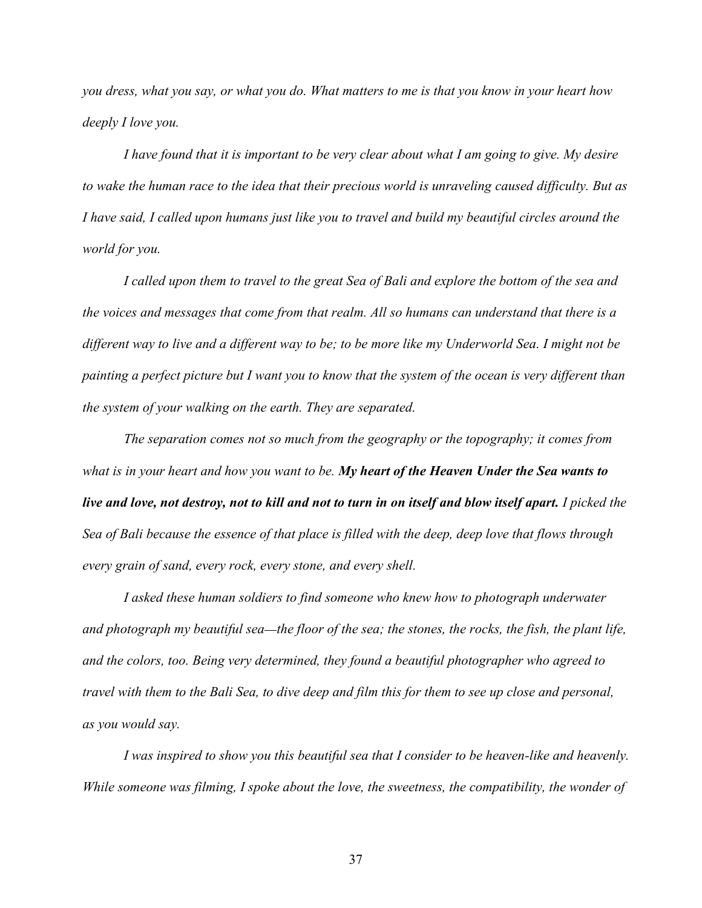*you dress, what you say, or what you do. What matters to me is that you know in your heart how deeply I love you.*

*I have found that it is important to be very clear about what I am going to give. My desire to wake the human race to the idea that their precious world is unraveling caused difficulty. But as I have said, I called upon humans just like you to travel and build my beautiful circles around the world for you.*

*I called upon them to travel to the great Sea of Bali and explore the bottom of the sea and the voices and messages that come from that realm. All so humans can understand that there is a different way to live and a different way to be; to be more like my Underworld Sea. I might not be painting a perfect picture but I want you to know that the system of the ocean is very different than the system of your walking on the earth. They are separated.*

*The separation comes not so much from the geography or the topography; it comes from what is in your heart and how you want to be.* ***My heart of the Heaven Under the Sea wants to live and love, not destroy, not to kill and not to turn in on itself and blow itself apart.*** *I picked the Sea of Bali because the essence of that place is filled with the deep, deep love that flows through every grain of sand, every rock, every stone, and every shell.*

*I asked these human soldiers to find someone who knew how to photograph underwater and photograph my beautiful sea—the floor of the sea; the stones, the rocks, the fish, the plant life, and the colors, too. Being very determined, they found a beautiful photographer who agreed to travel with them to the Bali Sea, to dive deep and film this for them to see up close and personal, as you would say.*

*I was inspired to show you this beautiful sea that I consider to be heaven-like and heavenly. While someone was filming, I spoke about the love, the sweetness, the compatibility, the wonder of*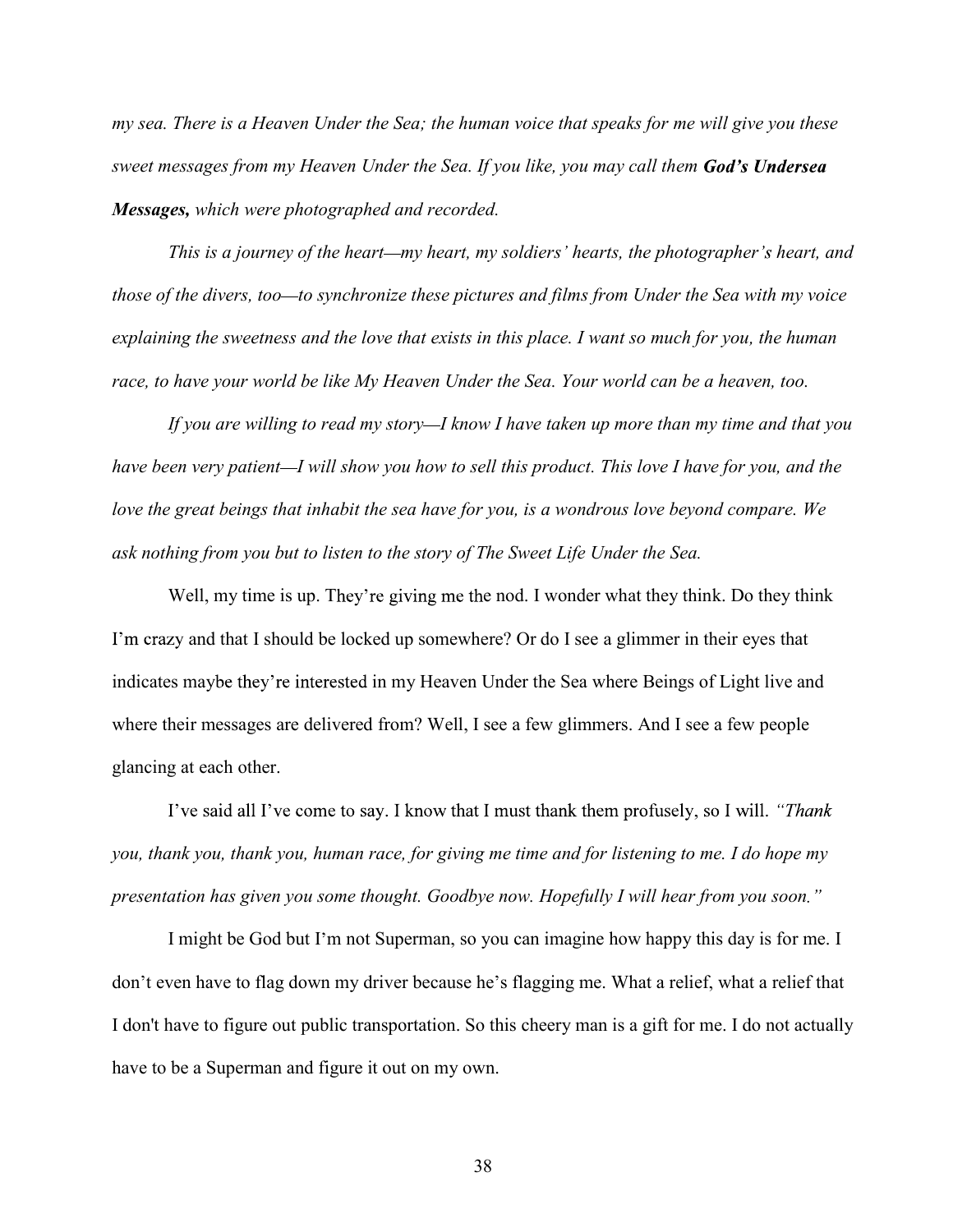*my sea. There is a Heaven Under the Sea; the human voice that speaks for me will give you these sweet messages from my Heaven Under the Sea. If you like, you may call them* ***God's Undersea Messages,*** *which were photographed and recorded.*

*This is a journey of the heart—my heart, my soldiers' hearts, the photographer's heart, and those of the divers, too—to synchronize these pictures and films from Under the Sea with my voice explaining the sweetness and the love that exists in this place. I want so much for you, the human race, to have your world be like My Heaven Under the Sea. Your world can be a heaven, too.*

*If you are willing to read my story—I know I have taken up more than my time and that you have been very patient—I will show you how to sell this product. This love I have for you, and the love the great beings that inhabit the sea have for you, is a wondrous love beyond compare. We ask nothing from you but to listen to the story of The Sweet Life Under the Sea.*

Well, my time is up. They're giving me the nod. I wonder what they think. Do they think I'm crazy and that I should be locked up somewhere? Or do I see a glimmer in their eyes that indicates maybe they're interested in my Heaven Under the Sea where Beings of Light live and where their messages are delivered from? Well, I see a few glimmers. And I see a few people glancing at each other.

I've said all I've come to say. I know that I must thank them profusely, so I will. *"Thank you, thank you, thank you, human race, for giving me time and for listening to me. I do hope my presentation has given you some thought. Goodbye now. Hopefully I will hear from you soon."*

I might be God but I'm not Superman, so you can imagine how happy this day is for me. I don't even have to flag down my driver because he's flagging me. What a relief, what a relief that I don't have to figure out public transportation. So this cheery man is a gift for me. I do not actually have to be a Superman and figure it out on my own.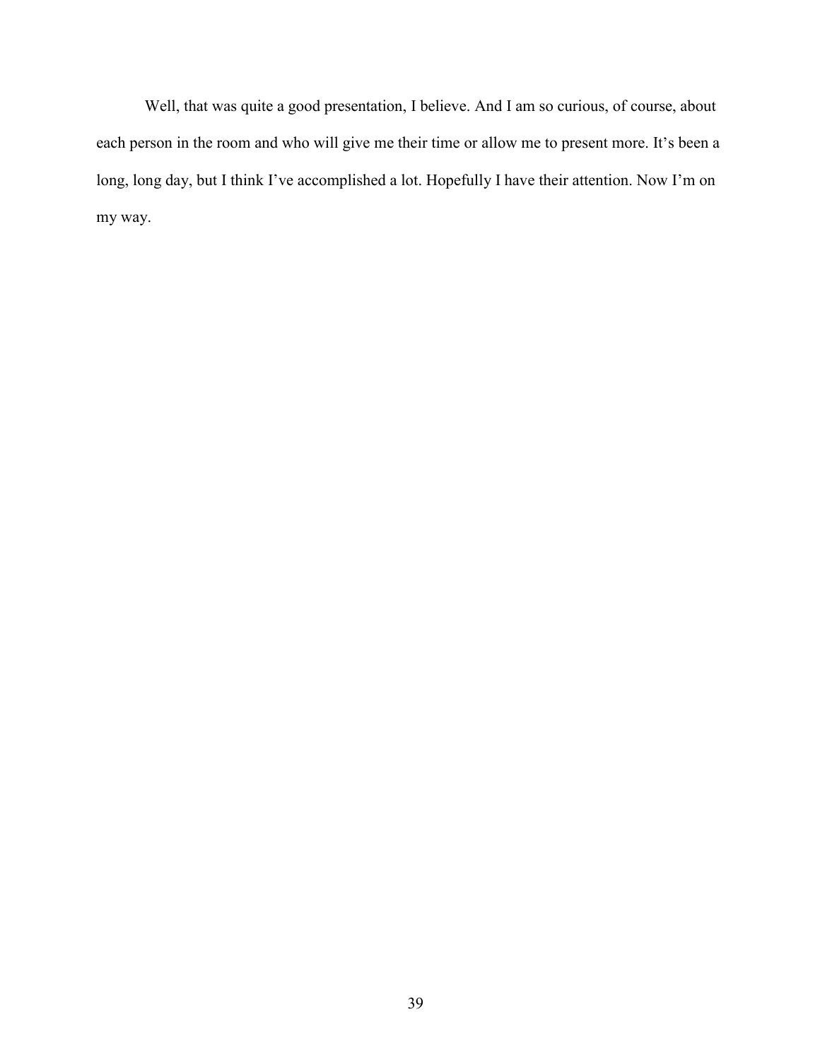Well, that was quite a good presentation, I believe. And I am so curious, of course, about each person in the room and who will give me their time or allow me to present more. It's been a long, long day, but I think I've accomplished a lot. Hopefully I have their attention. Now I'm on my way.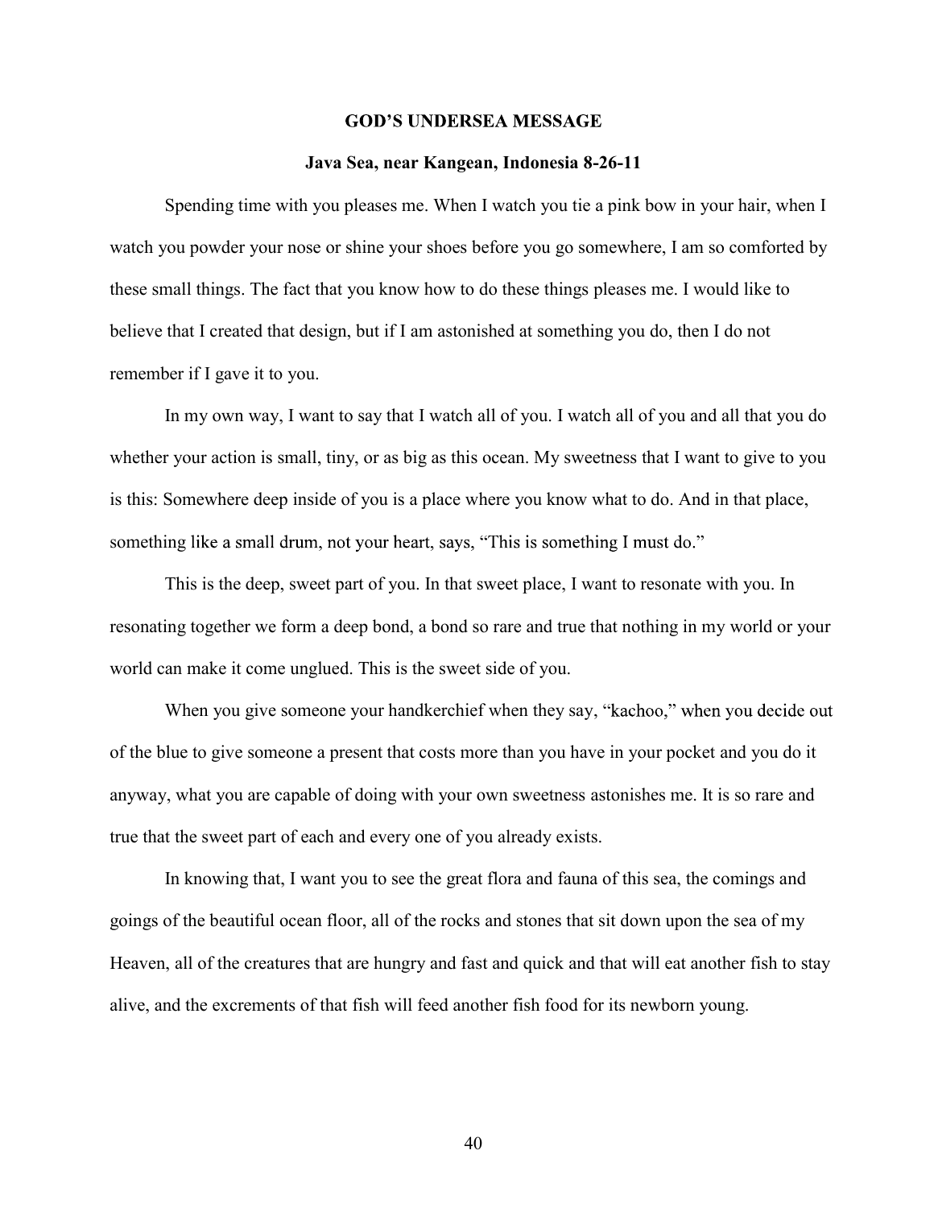## GOD'S UNDERSEA MESSAGE

**Java Sea, near Kangean, Indonesia 8-26-11**

Spending time with you pleases me. When I watch you tie a pink bow in your hair, when I watch you powder your nose or shine your shoes before you go somewhere, I am so comforted by these small things. The fact that you know how to do these things pleases me. I would like to believe that I created that design, but if I am astonished at something you do, then I do not remember if I gave it to you.

In my own way, I want to say that I watch all of you. I watch all of you and all that you do whether your action is small, tiny, or as big as this ocean. My sweetness that I want to give to you is this: Somewhere deep inside of you is a place where you know what to do. And in that place, something like a small drum, not your heart, says, "This is something I must do."

This is the deep, sweet part of you. In that sweet place, I want to resonate with you. In resonating together we form a deep bond, a bond so rare and true that nothing in my world or your world can make it come unglued. This is the sweet side of you.

When you give someone your handkerchief when they say, "kachoo," when you decide out of the blue to give someone a present that costs more than you have in your pocket and you do it anyway, what you are capable of doing with your own sweetness astonishes me. It is so rare and true that the sweet part of each and every one of you already exists.

In knowing that, I want you to see the great flora and fauna of this sea, the comings and goings of the beautiful ocean floor, all of the rocks and stones that sit down upon the sea of my Heaven, all of the creatures that are hungry and fast and quick and that will eat another fish to stay alive, and the excrements of that fish will feed another fish food for its newborn young.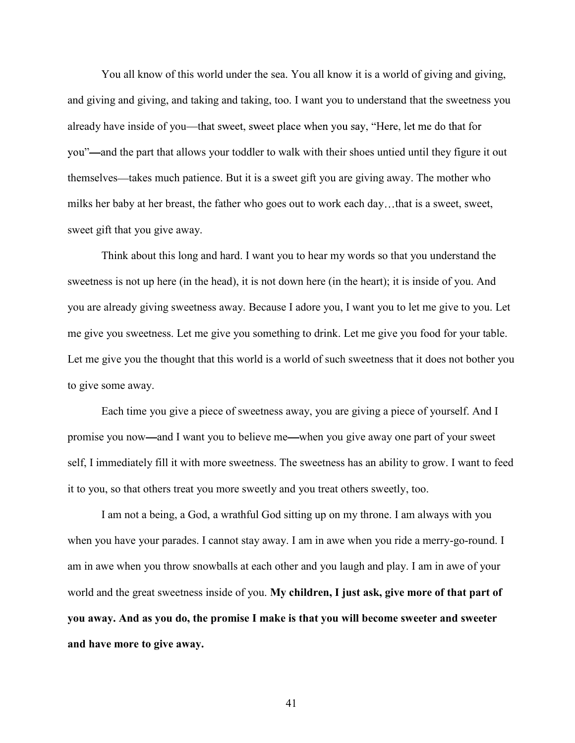You all know of this world under the sea. You all know it is a world of giving and giving, and giving and giving, and taking and taking, too. I want you to understand that the sweetness you already have inside of you—that sweet, sweet place when you say, "Here, let me do that for you"—and the part that allows your toddler to walk with their shoes untied until they figure it out themselves—takes much patience. But it is a sweet gift you are giving away. The mother who milks her baby at her breast, the father who goes out to work each day…that is a sweet, sweet, sweet gift that you give away.

Think about this long and hard. I want you to hear my words so that you understand the sweetness is not up here (in the head), it is not down here (in the heart); it is inside of you. And you are already giving sweetness away. Because I adore you, I want you to let me give to you. Let me give you sweetness. Let me give you something to drink. Let me give you food for your table. Let me give you the thought that this world is a world of such sweetness that it does not bother you to give some away.

Each time you give a piece of sweetness away, you are giving a piece of yourself. And I promise you now—and I want you to believe me—when you give away one part of your sweet self, I immediately fill it with more sweetness. The sweetness has an ability to grow. I want to feed it to you, so that others treat you more sweetly and you treat others sweetly, too.

I am not a being, a God, a wrathful God sitting up on my throne. I am always with you when you have your parades. I cannot stay away. I am in awe when you ride a merry-go-round. I am in awe when you throw snowballs at each other and you laugh and play. I am in awe of your world and the great sweetness inside of you. **My children, I just ask, give more of that part of you away. And as you do, the promise I make is that you will become sweeter and sweeter and have more to give away.**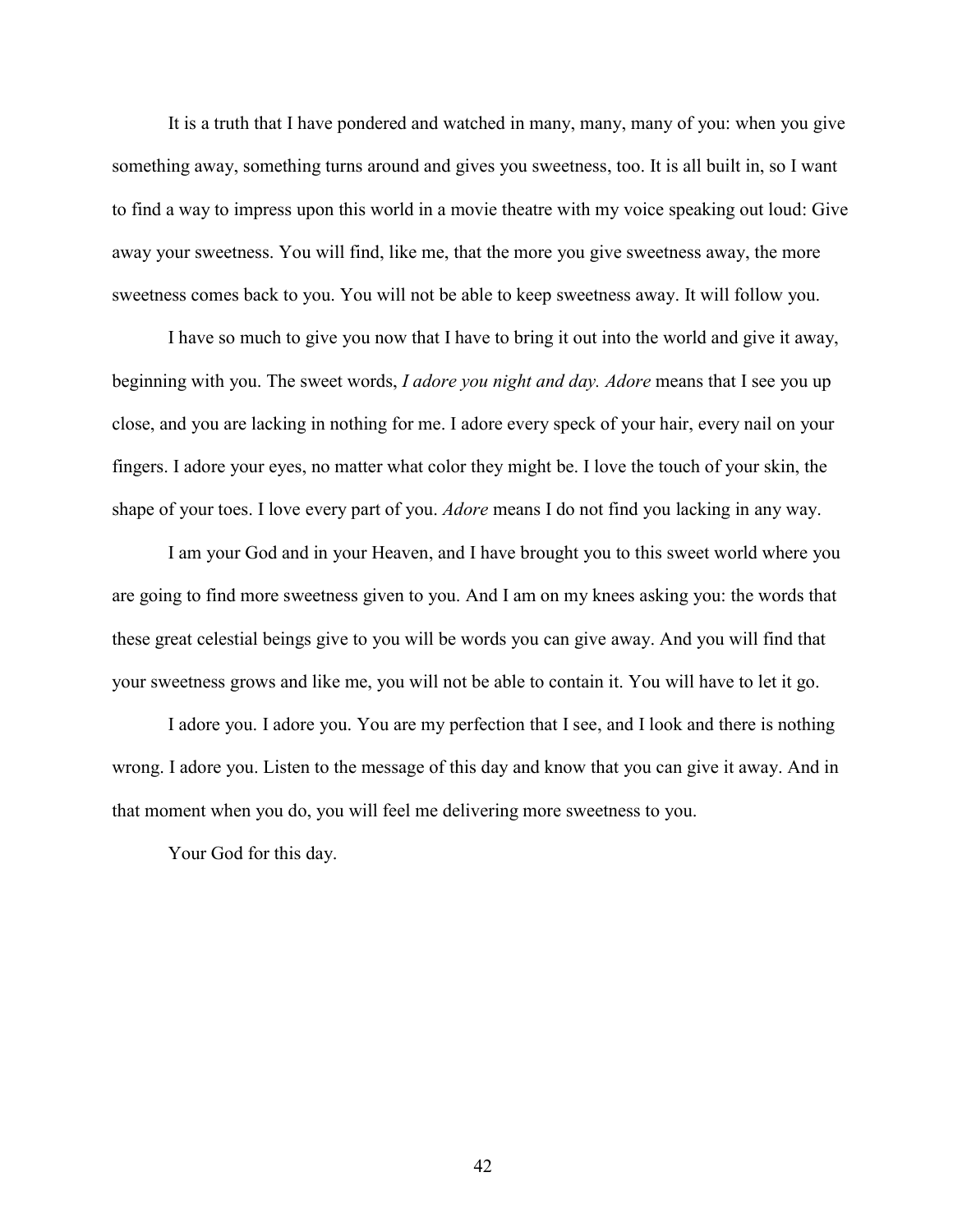It is a truth that I have pondered and watched in many, many, many of you: when you give something away, something turns around and gives you sweetness, too. It is all built in, so I want to find a way to impress upon this world in a movie theatre with my voice speaking out loud: Give away your sweetness. You will find, like me, that the more you give sweetness away, the more sweetness comes back to you. You will not be able to keep sweetness away. It will follow you.

I have so much to give you now that I have to bring it out into the world and give it away, beginning with you. The sweet words, *I adore you night and day. Adore* means that I see you up close, and you are lacking in nothing for me. I adore every speck of your hair, every nail on your fingers. I adore your eyes, no matter what color they might be. I love the touch of your skin, the shape of your toes. I love every part of you. *Adore* means I do not find you lacking in any way.

I am your God and in your Heaven, and I have brought you to this sweet world where you are going to find more sweetness given to you. And I am on my knees asking you: the words that these great celestial beings give to you will be words you can give away. And you will find that your sweetness grows and like me, you will not be able to contain it. You will have to let it go.

I adore you. I adore you. You are my perfection that I see, and I look and there is nothing wrong. I adore you. Listen to the message of this day and know that you can give it away. And in that moment when you do, you will feel me delivering more sweetness to you.

Your God for this day.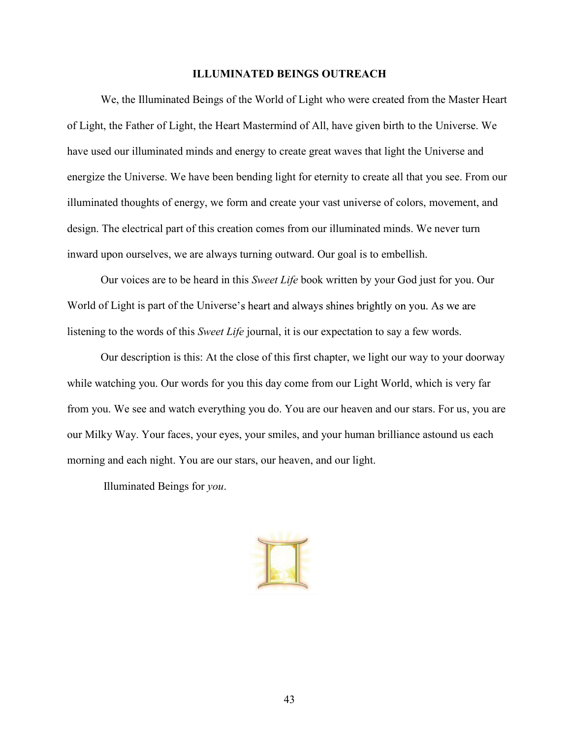## ILLUMINATED BEINGS OUTREACH

We, the Illuminated Beings of the World of Light who were created from the Master Heart of Light, the Father of Light, the Heart Mastermind of All, have given birth to the Universe. We have used our illuminated minds and energy to create great waves that light the Universe and energize the Universe. We have been bending light for eternity to create all that you see. From our illuminated thoughts of energy, we form and create your vast universe of colors, movement, and design. The electrical part of this creation comes from our illuminated minds. We never turn inward upon ourselves, we are always turning outward. Our goal is to embellish.

Our voices are to be heard in this *Sweet Life* book written by your God just for you. Our World of Light is part of the Universe's heart and always shines brightly on you. As we are listening to the words of this *Sweet Life* journal, it is our expectation to say a few words.

Our description is this: At the close of this first chapter, we light our way to your doorway while watching you. Our words for you this day come from our Light World, which is very far from you. We see and watch everything you do. You are our heaven and our stars. For us, you are our Milky Way. Your faces, your eyes, your smiles, and your human brilliance astound us each morning and each night. You are our stars, our heaven, and our light.

Illuminated Beings for *you*.